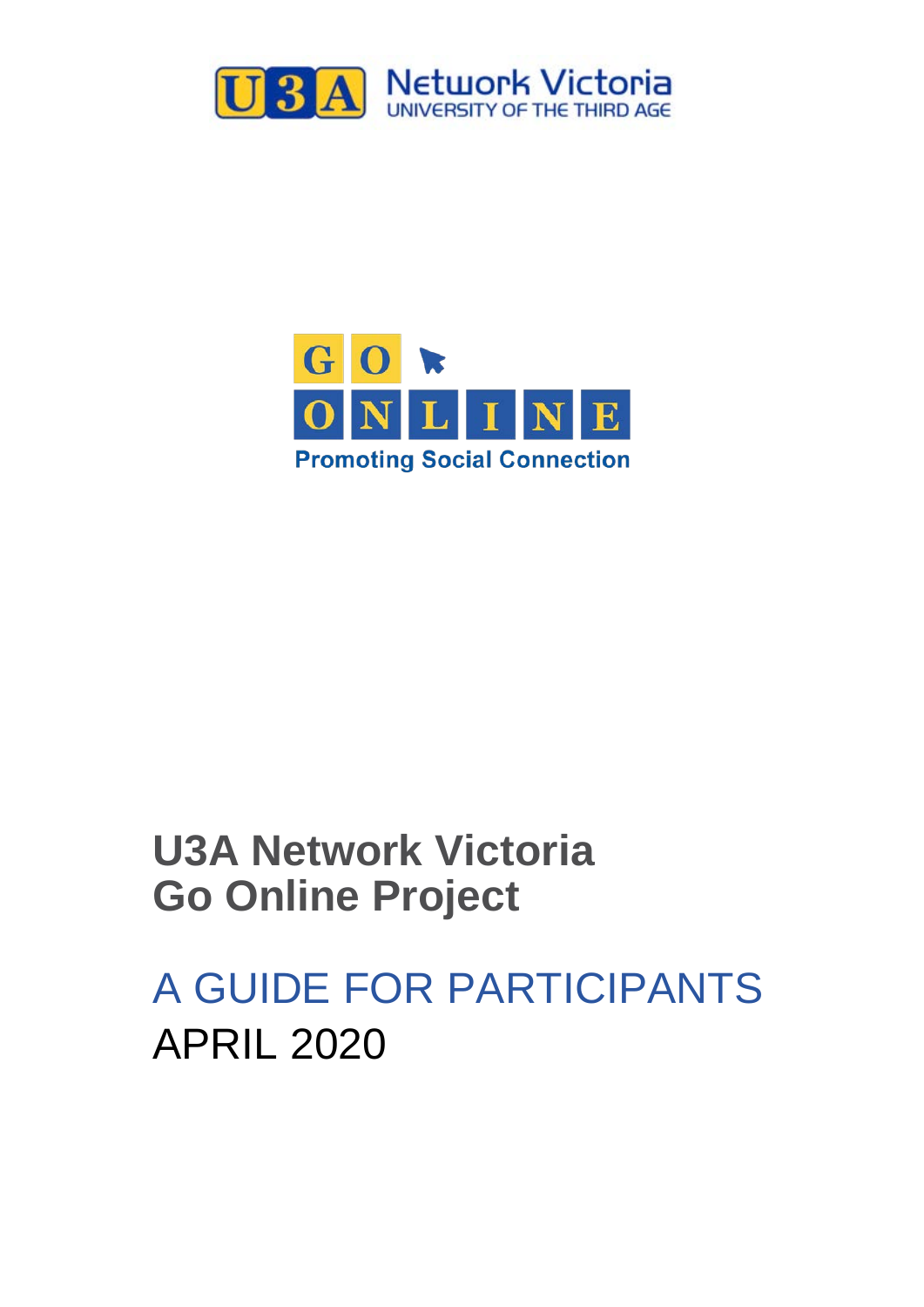U3A Network Victoria
UNIVERSITY OF THE THIRD AGE

GO ONLINE
Promoting Social Connection

# U3A Network Victoria
# Go Online Project

## A GUIDE FOR PARTICIPANTS

APRIL 2020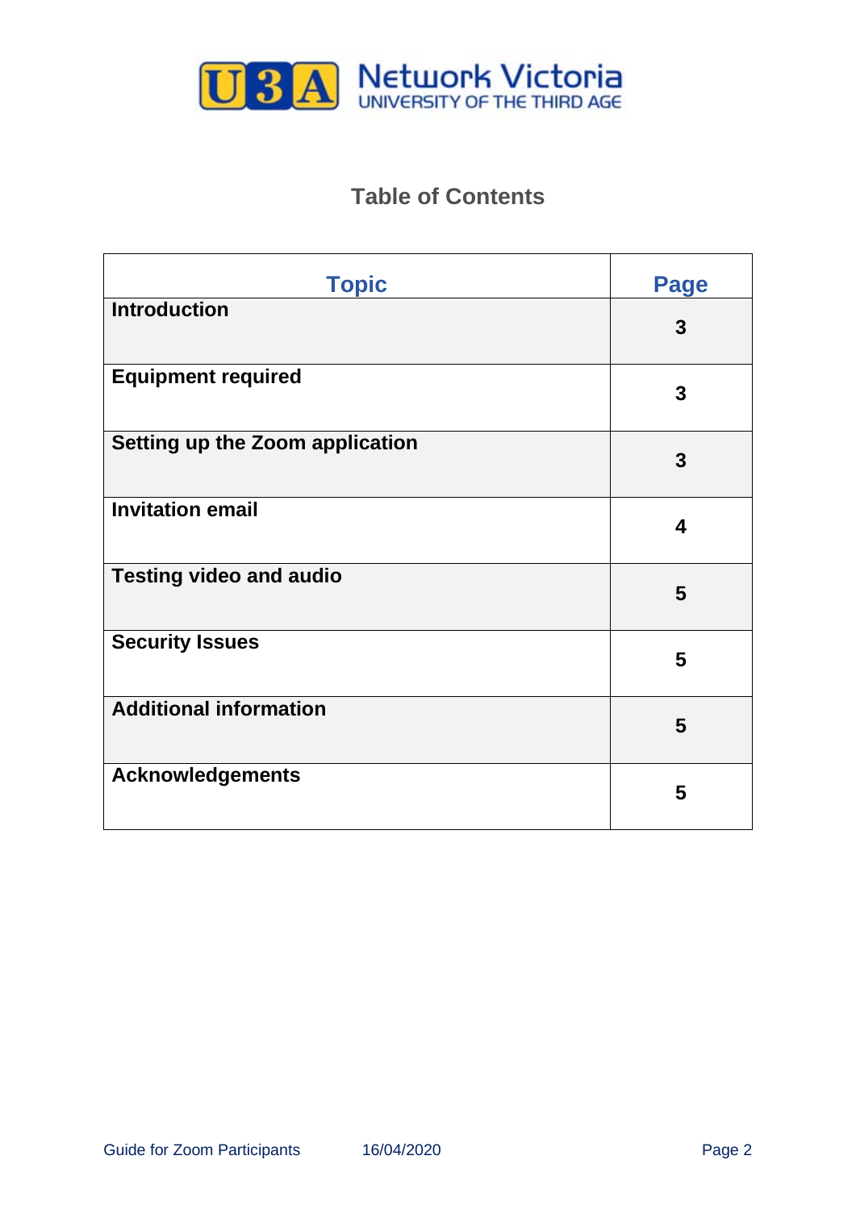U3A Network Victoria
UNIVERSITY OF THE THIRD AGE

# Table of Contents

| Topic | Page |
|---|---|
| **Introduction** | **3** |
| **Equipment required** | **3** |
| **Setting up the Zoom application** | **3** |
| **Invitation email** | **4** |
| **Testing video and audio** | **5** |
| **Security Issues** | **5** |
| **Additional information** | **5** |
| **Acknowledgements** | **5** |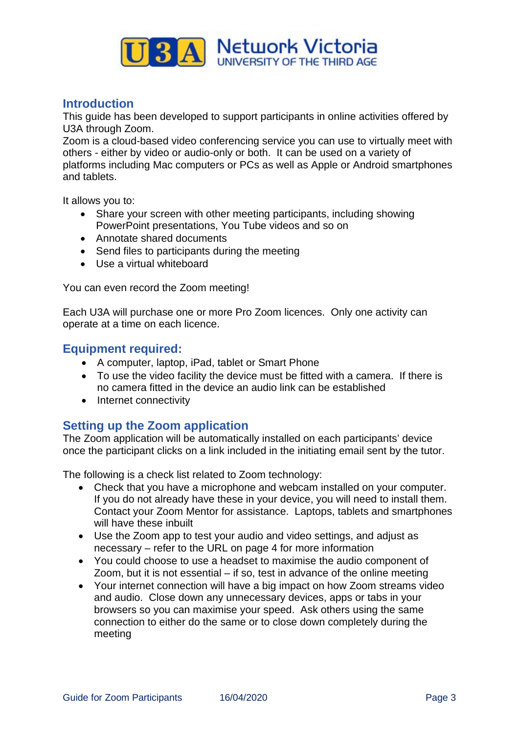## Introduction

This guide has been developed to support participants in online activities offered by U3A through Zoom.

Zoom is a cloud-based video conferencing service you can use to virtually meet with others - either by video or audio-only or both. It can be used on a variety of platforms including Mac computers or PCs as well as Apple or Android smartphones and tablets.

It allows you to:

- Share your screen with other meeting participants, including showing PowerPoint presentations, You Tube videos and so on
- Annotate shared documents
- Send files to participants during the meeting
- Use a virtual whiteboard

You can even record the Zoom meeting!

Each U3A will purchase one or more Pro Zoom licences. Only one activity can operate at a time on each licence.

## Equipment required:

- A computer, laptop, iPad, tablet or Smart Phone
- To use the video facility the device must be fitted with a camera. If there is no camera fitted in the device an audio link can be established
- Internet connectivity

## Setting up the Zoom application

The Zoom application will be automatically installed on each participants' device once the participant clicks on a link included in the initiating email sent by the tutor.

The following is a check list related to Zoom technology:

- Check that you have a microphone and webcam installed on your computer. If you do not already have these in your device, you will need to install them. Contact your Zoom Mentor for assistance. Laptops, tablets and smartphones will have these inbuilt
- Use the Zoom app to test your audio and video settings, and adjust as necessary – refer to the URL on page 4 for more information
- You could choose to use a headset to maximise the audio component of Zoom, but it is not essential – if so, test in advance of the online meeting
- Your internet connection will have a big impact on how Zoom streams video and audio. Close down any unnecessary devices, apps or tabs in your browsers so you can maximise your speed. Ask others using the same connection to either do the same or to close down completely during the meeting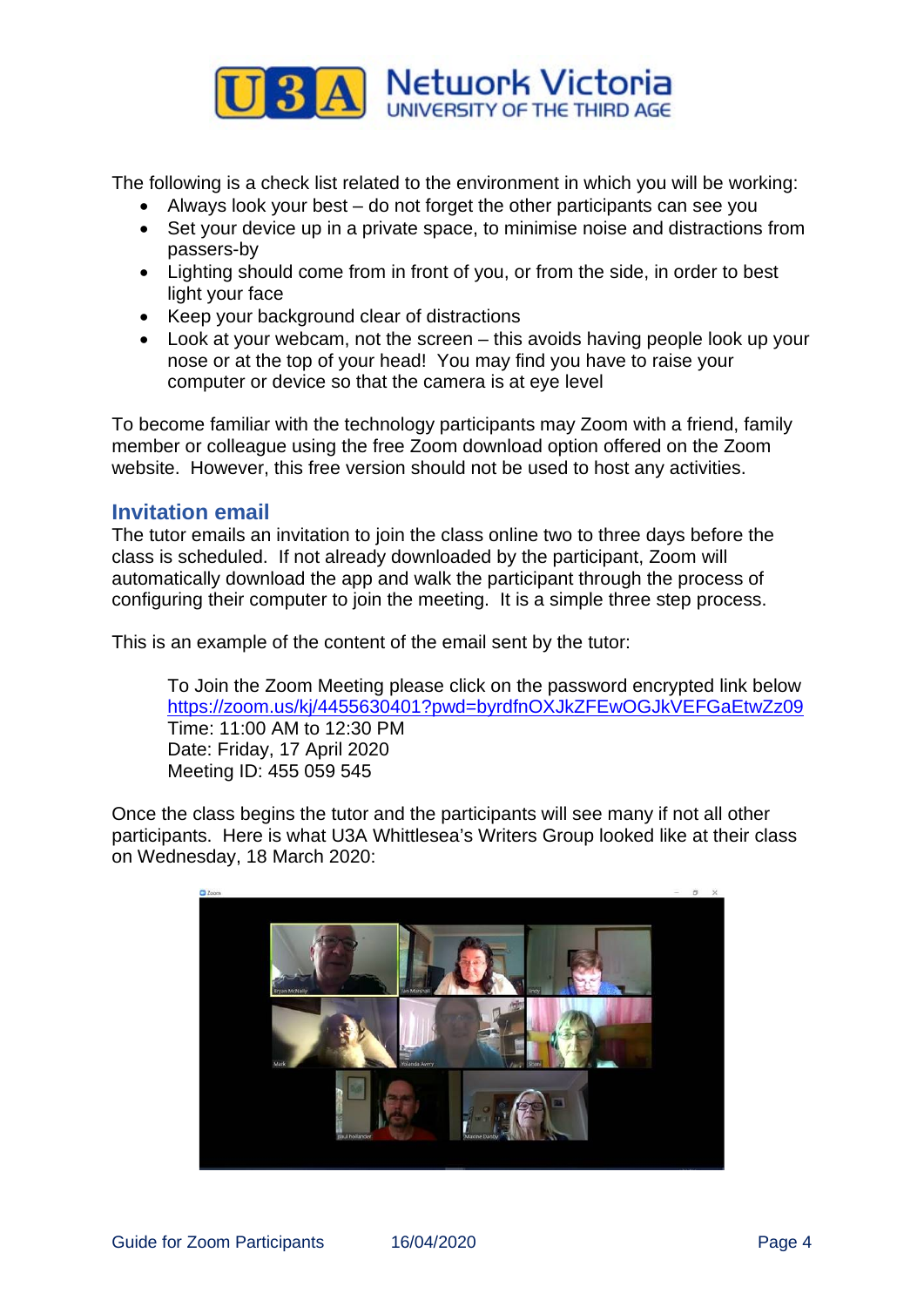The following is a check list related to the environment in which you will be working:

- Always look your best – do not forget the other participants can see you
- Set your device up in a private space, to minimise noise and distractions from passers-by
- Lighting should come from in front of you, or from the side, in order to best light your face
- Keep your background clear of distractions
- Look at your webcam, not the screen – this avoids having people look up your nose or at the top of your head! You may find you have to raise your computer or device so that the camera is at eye level

To become familiar with the technology participants may Zoom with a friend, family member or colleague using the free Zoom download option offered on the Zoom website. However, this free version should not be used to host any activities.

## Invitation email

The tutor emails an invitation to join the class online two to three days before the class is scheduled. If not already downloaded by the participant, Zoom will automatically download the app and walk the participant through the process of configuring their computer to join the meeting. It is a simple three step process.

This is an example of the content of the email sent by the tutor:

> To Join the Zoom Meeting please click on the password encrypted link below
> https://zoom.us/kj/4455630401?pwd=byrdfnOXJkZFEwOGJkVEFGaEtwZz09
> Time: 11:00 AM to 12:30 PM
> Date: Friday, 17 April 2020
> Meeting ID: 455 059 545

Once the class begins the tutor and the participants will see many if not all other participants. Here is what U3A Whittlesea's Writers Group looked like at their class on Wednesday, 18 March 2020: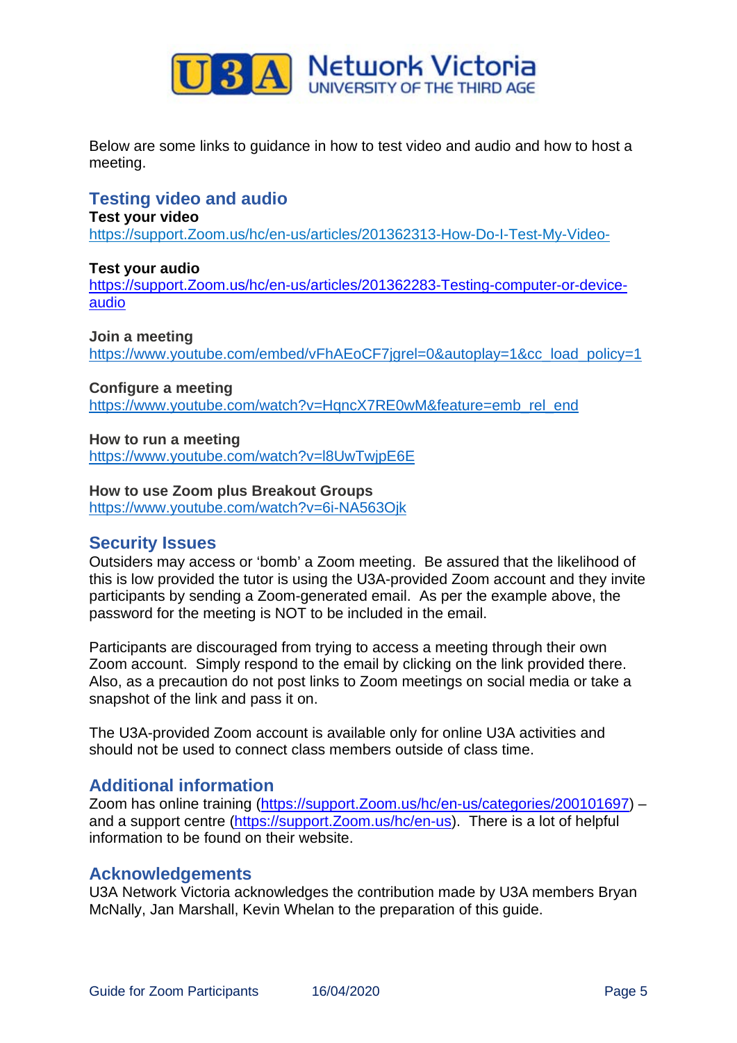Below are some links to guidance in how to test video and audio and how to host a meeting.

## Testing video and audio

**Test your video**
https://support.Zoom.us/hc/en-us/articles/201362313-How-Do-I-Test-My-Video-

**Test your audio**
https://support.Zoom.us/hc/en-us/articles/201362283-Testing-computer-or-device-audio

**Join a meeting**
https://www.youtube.com/embed/vFhAEoCF7jgrel=0&autoplay=1&cc_load_policy=1

**Configure a meeting**
https://www.youtube.com/watch?v=HqncX7RE0wM&feature=emb_rel_end

**How to run a meeting**
https://www.youtube.com/watch?v=l8UwTwjpE6E

**How to use Zoom plus Breakout Groups**
https://www.youtube.com/watch?v=6i-NA563Ojk

## Security Issues

Outsiders may access or 'bomb' a Zoom meeting. Be assured that the likelihood of this is low provided the tutor is using the U3A-provided Zoom account and they invite participants by sending a Zoom-generated email. As per the example above, the password for the meeting is NOT to be included in the email.

Participants are discouraged from trying to access a meeting through their own Zoom account. Simply respond to the email by clicking on the link provided there. Also, as a precaution do not post links to Zoom meetings on social media or take a snapshot of the link and pass it on.

The U3A-provided Zoom account is available only for online U3A activities and should not be used to connect class members outside of class time.

## Additional information

Zoom has online training (https://support.Zoom.us/hc/en-us/categories/200101697) – and a support centre (https://support.Zoom.us/hc/en-us). There is a lot of helpful information to be found on their website.

## Acknowledgements

U3A Network Victoria acknowledges the contribution made by U3A members Bryan McNally, Jan Marshall, Kevin Whelan to the preparation of this guide.